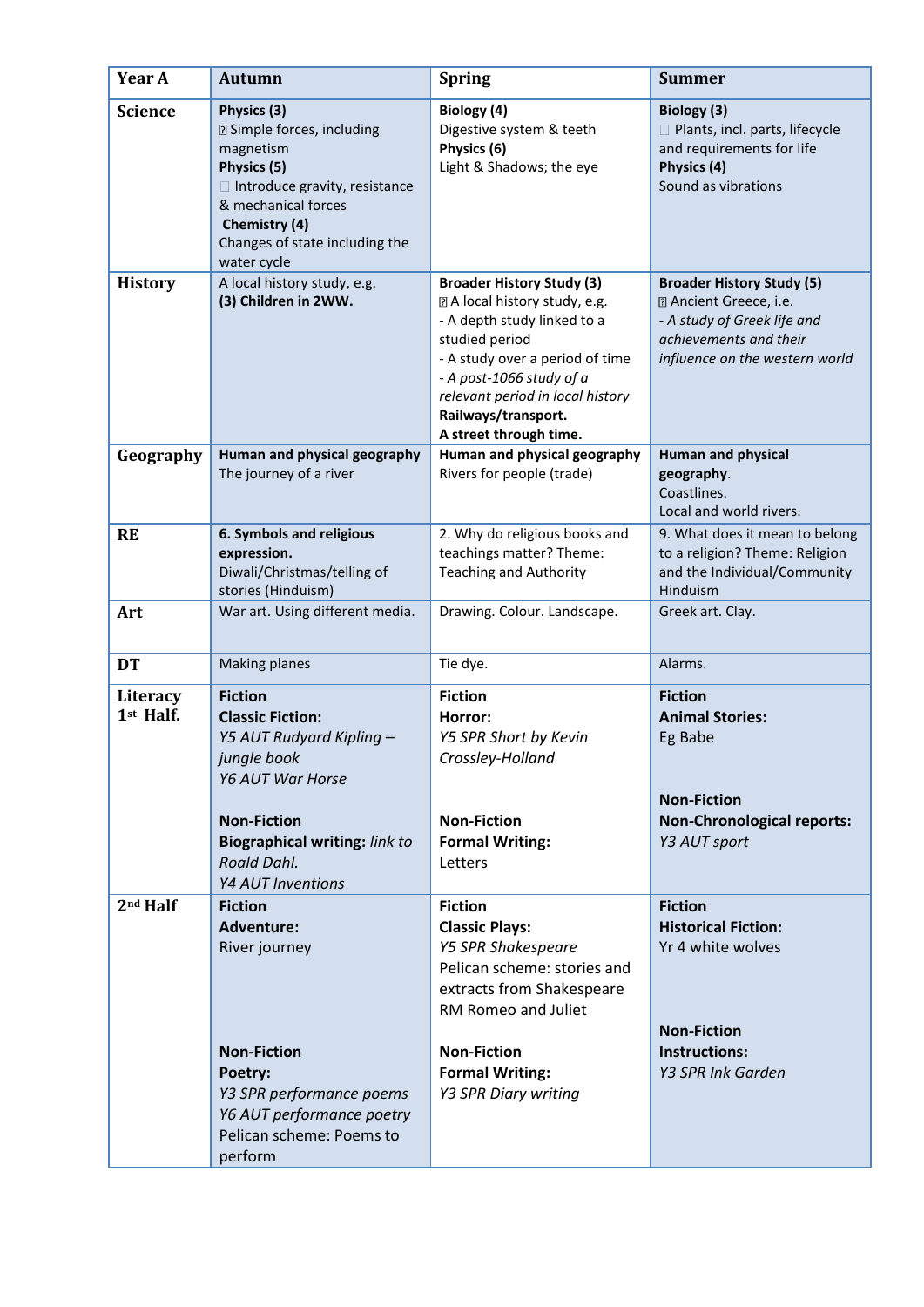| Year A | Autumn | Spring | Summer |
|---|---|---|---|
| **Science** | **Physics (3)**<br>Simple forces, including magnetism<br>**Physics (5)**<br>Introduce gravity, resistance & mechanical forces<br>**Chemistry (4)**<br>Changes of state including the water cycle | **Biology (4)**<br>Digestive system & teeth<br>**Physics (6)**<br>Light & Shadows; the eye | **Biology (3)**<br>Plants, incl. parts, lifecycle and requirements for life<br>**Physics (4)**<br>Sound as vibrations |
| **History** | A local history study, e.g.<br>**(3) Children in 2WW.** | **Broader History Study (3)**<br>A local history study, e.g.<br>- A depth study linked to a studied period<br>- A study over a period of time<br>- *A post-1066 study of a relevant period in local history*<br>**Railways/transport.**<br>**A street through time.** | **Broader History Study (5)**<br>Ancient Greece, i.e.<br>- *A study of Greek life and achievements and their influence on the western world* |
| **Geography** | **Human and physical geography**<br>The journey of a river | **Human and physical geography**<br>Rivers for people (trade) | **Human and physical geography**.<br>Coastlines.<br>Local and world rivers. |
| **RE** | **6. Symbols and religious expression.**<br>Diwali/Christmas/telling of stories (Hinduism) | 2. Why do religious books and teachings matter? Theme: Teaching and Authority | 9. What does it mean to belong to a religion? Theme: Religion and the Individual/Community Hinduism |
| **Art** | War art. Using different media. | Drawing. Colour. Landscape. | Greek art. Clay. |
| **DT** | Making planes | Tie dye. | Alarms. |
| **Literacy 1st Half.** | **Fiction**<br>**Classic Fiction:**<br>*Y5 AUT Rudyard Kipling – jungle book*<br>*Y6 AUT War Horse*<br><br>**Non-Fiction**<br>**Biographical writing:** *link to Roald Dahl.*<br>*Y4 AUT Inventions* | **Fiction**<br>**Horror:**<br>*Y5 SPR Short by Kevin Crossley-Holland*<br><br>**Non-Fiction**<br>**Formal Writing:**<br>Letters | **Fiction**<br>**Animal Stories:**<br>Eg Babe<br><br>**Non-Fiction**<br>**Non-Chronological reports:**<br>*Y3 AUT sport* |
| **2nd Half** | **Fiction**<br>**Adventure:**<br>River journey<br><br>**Non-Fiction**<br>**Poetry:**<br>*Y3 SPR performance poems*<br>*Y6 AUT performance poetry*<br>Pelican scheme: Poems to perform | **Fiction**<br>**Classic Plays:**<br>*Y5 SPR Shakespeare*<br>Pelican scheme: stories and extracts from Shakespeare<br>RM Romeo and Juliet<br><br>**Non-Fiction**<br>**Formal Writing:**<br>*Y3 SPR Diary writing* | **Fiction**<br>**Historical Fiction:**<br>Yr 4 white wolves<br><br>**Non-Fiction**<br>**Instructions:**<br>*Y3 SPR Ink Garden* |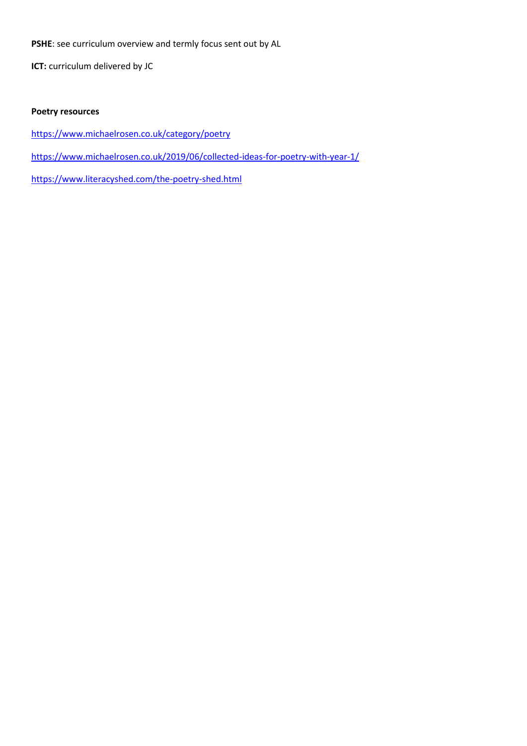**PSHE**: see curriculum overview and termly focus sent out by AL

**ICT:** curriculum delivered by JC

**Poetry resources**

https://www.michaelrosen.co.uk/category/poetry

https://www.michaelrosen.co.uk/2019/06/collected-ideas-for-poetry-with-year-1/

https://www.literacyshed.com/the-poetry-shed.html